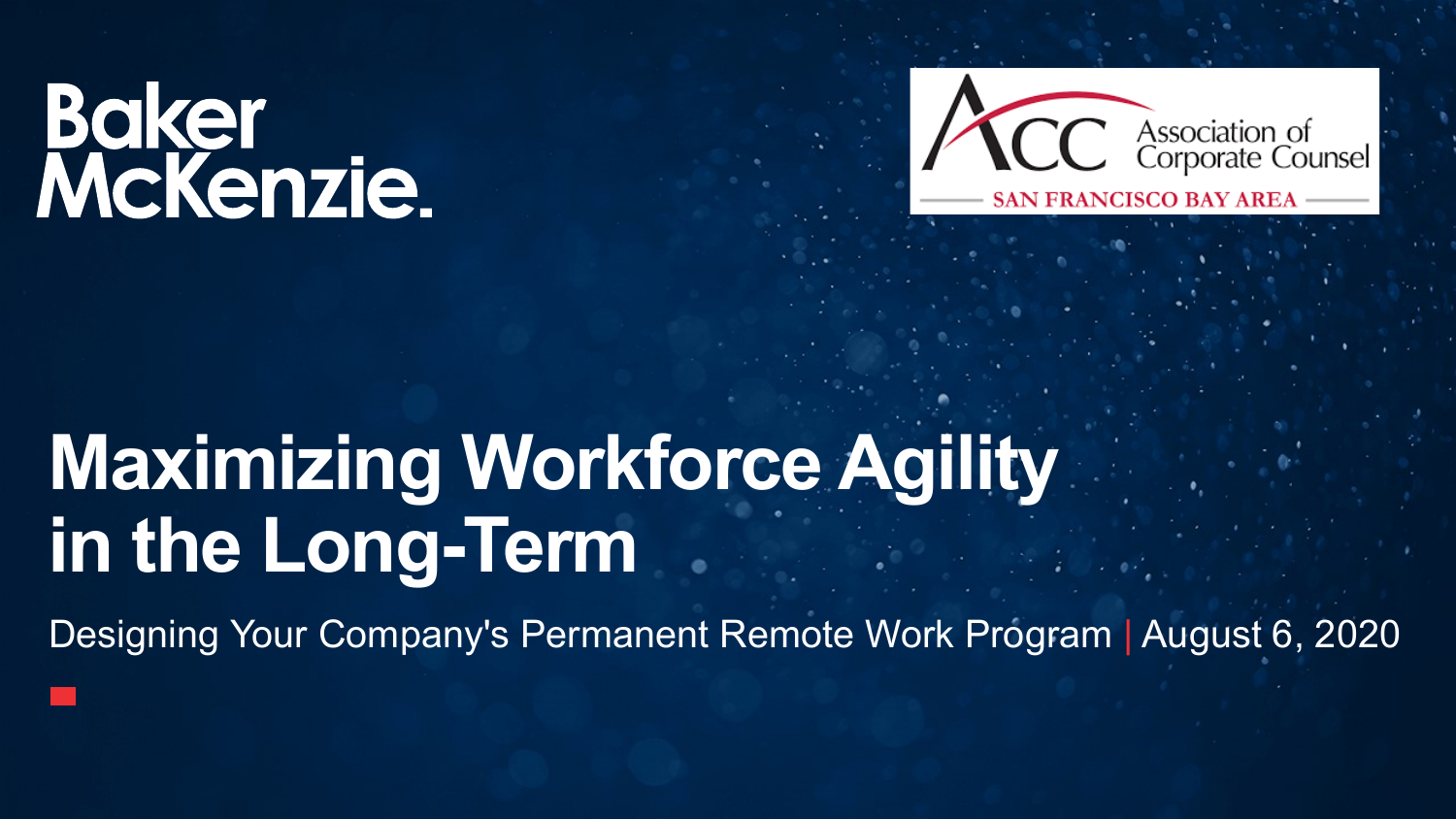Baker McKenzie.

ACC Association of Corporate Counsel
SAN FRANCISCO BAY AREA

# Maximizing Workforce Agility in the Long-Term

Designing Your Company's Permanent Remote Work Program | August 6, 2020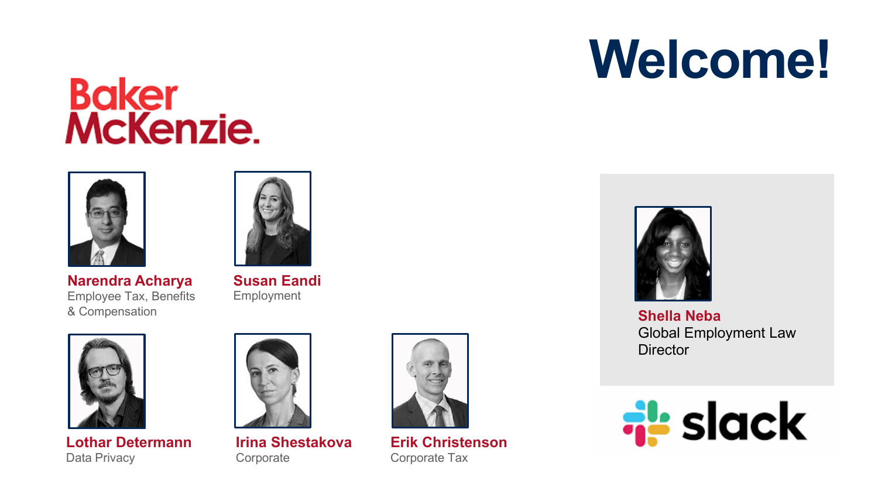# Welcome!

Baker McKenzie.

**Narendra Acharya**
Employee Tax, Benefits & Compensation

**Susan Eandi**
Employment

**Lothar Determann**
Data Privacy

**Irina Shestakova**
Corporate

**Erik Christenson**
Corporate Tax

**Shella Neba**
Global Employment Law Director

slack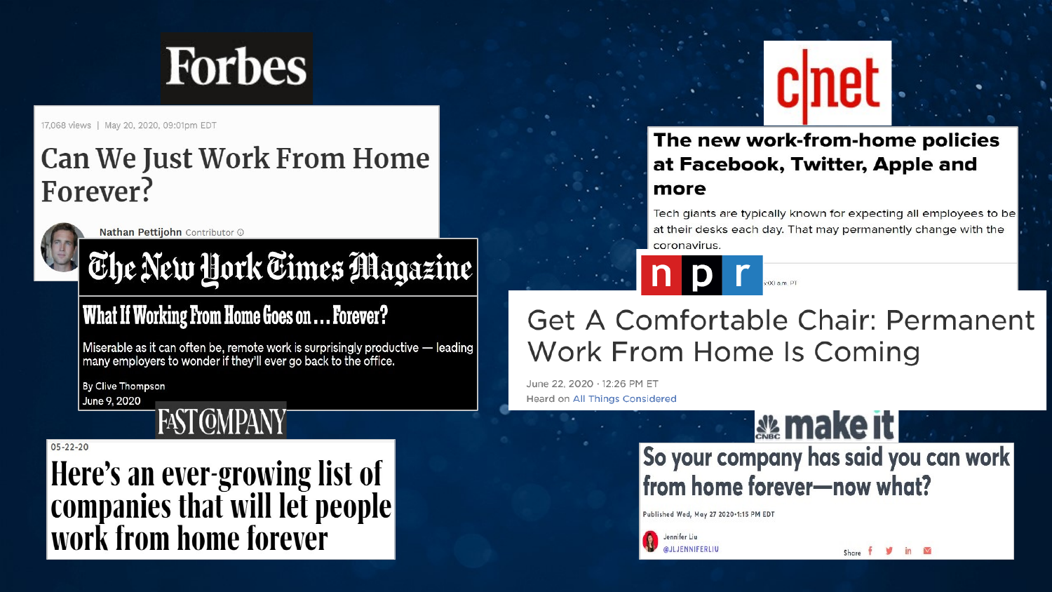## Forbes

17,068 views | May 20, 2020, 09:01pm EDT

### Can We Just Work From Home Forever?

Nathan Pettijohn Contributor

## The New York Times Magazine

### What If Working From Home Goes on … Forever?

Miserable as it can often be, remote work is surprisingly productive — leading many employers to wonder if they'll ever go back to the office.

By Clive Thompson

June 9, 2020

## FAST COMPANY

05-22-20

### Here's an ever-growing list of companies that will let people work from home forever

## cnet

### The new work-from-home policies at Facebook, Twitter, Apple and more

Tech giants are typically known for expecting all employees to be at their desks each day. That may permanently change with the coronavirus.

## npr

### Get A Comfortable Chair: Permanent Work From Home Is Coming

June 22, 2020 · 12:26 PM ET

Heard on All Things Considered

## CNBC make it

### So your company has said you can work from home forever—now what?

Published Wed, May 27 2020•1:15 PM EDT

Jennifer Liu

@JLJENNIFERLIU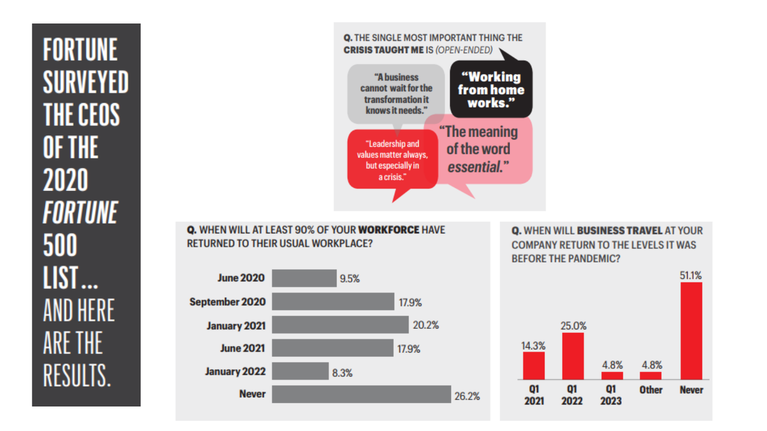# FORTUNE SURVEYED THE CEOS OF THE 2020 *FORTUNE* 500 LIST… AND HERE ARE THE RESULTS.

**Q. THE SINGLE MOST IMPORTANT THING THE CRISIS TAUGHT ME IS** *(OPEN-ENDED)*

- "A business cannot wait for the transformation it knows it needs."
- **"Working from home works."**
- "Leadership and values matter always, but especially in a crisis."
- "The meaning of the word *essential*."

**Q. WHEN WILL AT LEAST 90% OF YOUR WORKFORCE HAVE RETURNED TO THEIR USUAL WORKPLACE?**

| Timing | Percentage |
| --- | --- |
| June 2020 | 9.5% |
| September 2020 | 17.9% |
| January 2021 | 20.2% |
| June 2021 | 17.9% |
| January 2022 | 8.3% |
| Never | 26.2% |

**Q. WHEN WILL BUSINESS TRAVEL AT YOUR COMPANY RETURN TO THE LEVELS IT WAS BEFORE THE PANDEMIC?**

| Timing | Percentage |
| --- | --- |
| Q1 2021 | 14.3% |
| Q1 2022 | 25.0% |
| Q1 2023 | 4.8% |
| Other | 4.8% |
| Never | 51.1% |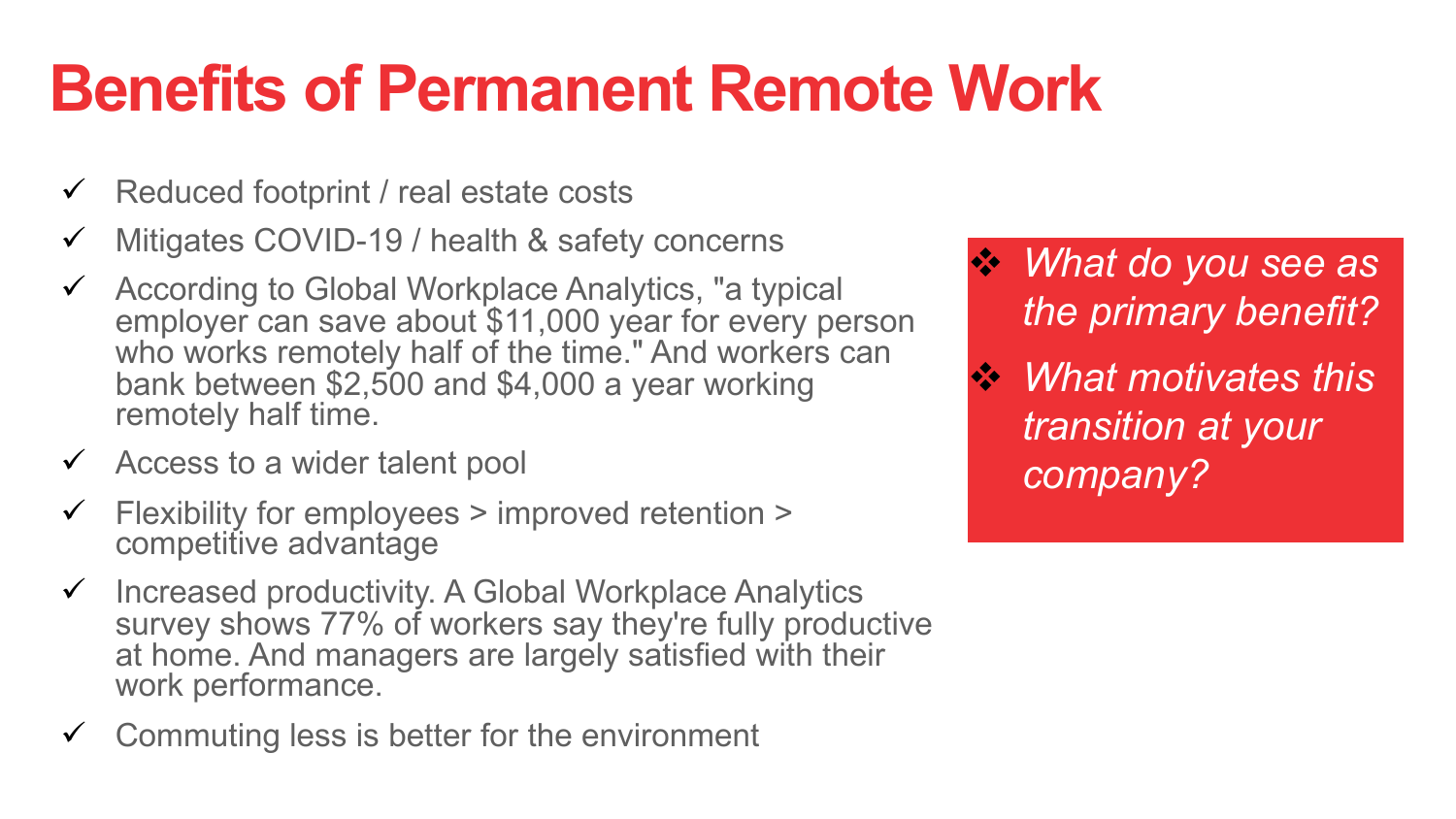# Benefits of Permanent Remote Work

- ✓ Reduced footprint / real estate costs
- ✓ Mitigates COVID-19 / health & safety concerns
- ✓ According to Global Workplace Analytics, "a typical employer can save about $11,000 year for every person who works remotely half of the time." And workers can bank between $2,500 and $4,000 a year working remotely half time.
- ✓ Access to a wider talent pool
- ✓ Flexibility for employees > improved retention > competitive advantage
- ✓ Increased productivity. A Global Workplace Analytics survey shows 77% of workers say they're fully productive at home. And managers are largely satisfied with their work performance.
- ✓ Commuting less is better for the environment

- ❖ *What do you see as the primary benefit?*
- ❖ *What motivates this transition at your company?*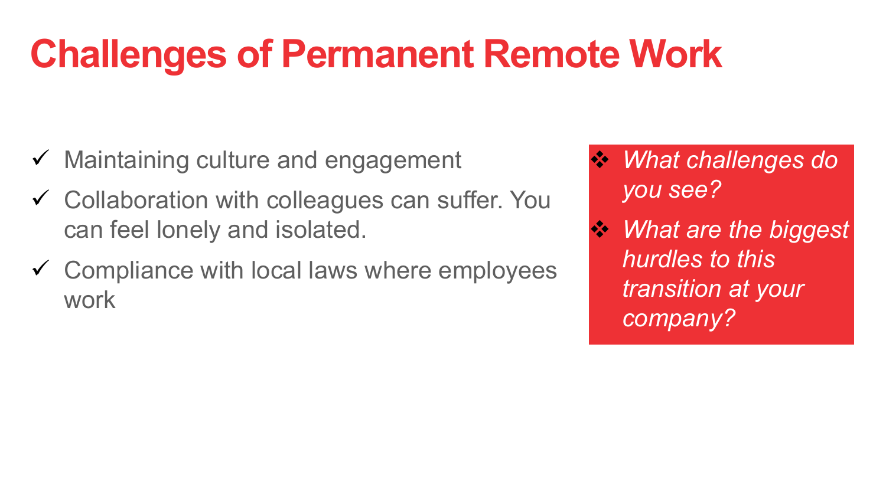# Challenges of Permanent Remote Work

- ✓ Maintaining culture and engagement
- ✓ Collaboration with colleagues can suffer. You can feel lonely and isolated.
- ✓ Compliance with local laws where employees work

- ❖ *What challenges do you see?*
- ❖ *What are the biggest hurdles to this transition at your company?*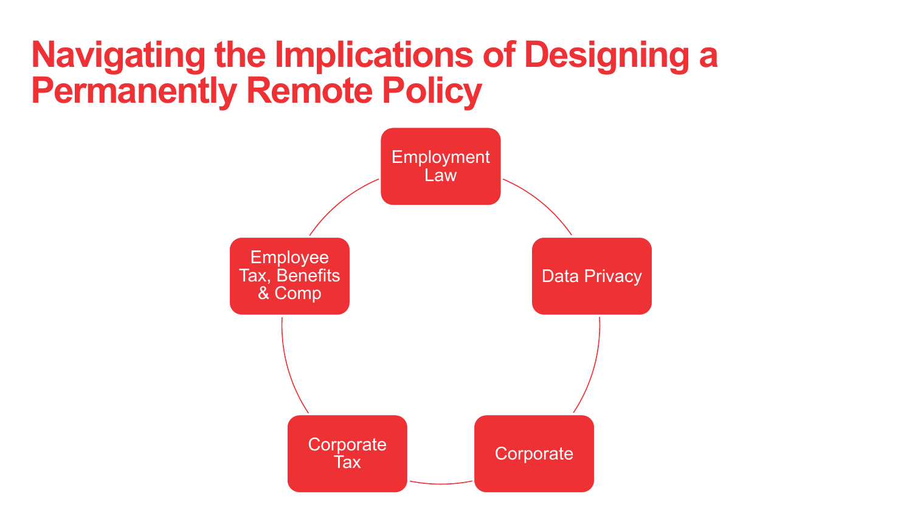# Navigating the Implications of Designing a Permanently Remote Policy

- Employment Law
- Data Privacy
- Corporate
- Corporate Tax
- Employee Tax, Benefits & Comp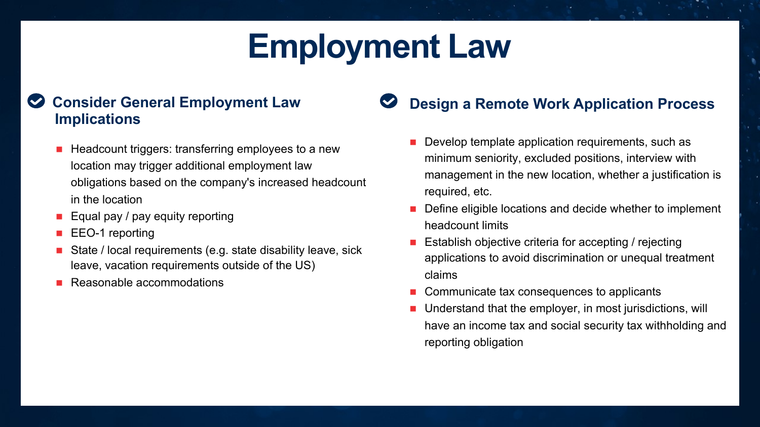# Employment Law

## Consider General Employment Law Implications

- Headcount triggers: transferring employees to a new location may trigger additional employment law obligations based on the company's increased headcount in the location
- Equal pay / pay equity reporting
- EEO-1 reporting
- State / local requirements (e.g. state disability leave, sick leave, vacation requirements outside of the US)
- Reasonable accommodations

## Design a Remote Work Application Process

- Develop template application requirements, such as minimum seniority, excluded positions, interview with management in the new location, whether a justification is required, etc.
- Define eligible locations and decide whether to implement headcount limits
- Establish objective criteria for accepting / rejecting applications to avoid discrimination or unequal treatment claims
- Communicate tax consequences to applicants
- Understand that the employer, in most jurisdictions, will have an income tax and social security tax withholding and reporting obligation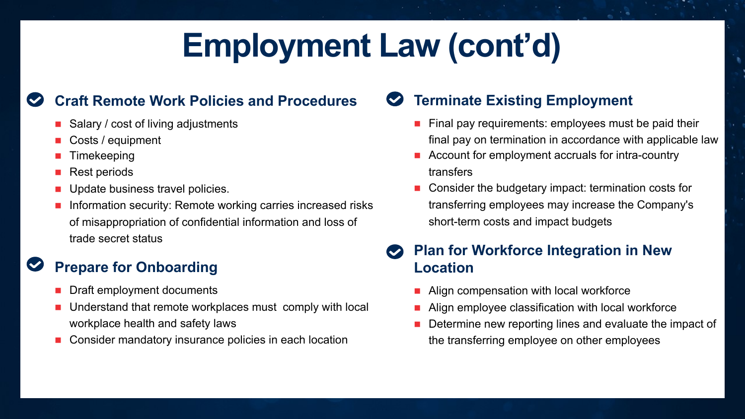# Employment Law (cont'd)

## Craft Remote Work Policies and Procedures

- Salary / cost of living adjustments
- Costs / equipment
- Timekeeping
- Rest periods
- Update business travel policies.
- Information security: Remote working carries increased risks of misappropriation of confidential information and loss of trade secret status

## Prepare for Onboarding

- Draft employment documents
- Understand that remote workplaces must comply with local workplace health and safety laws
- Consider mandatory insurance policies in each location

## Terminate Existing Employment

- Final pay requirements: employees must be paid their final pay on termination in accordance with applicable law
- Account for employment accruals for intra-country transfers
- Consider the budgetary impact: termination costs for transferring employees may increase the Company's short-term costs and impact budgets

## Plan for Workforce Integration in New Location

- Align compensation with local workforce
- Align employee classification with local workforce
- Determine new reporting lines and evaluate the impact of the transferring employee on other employees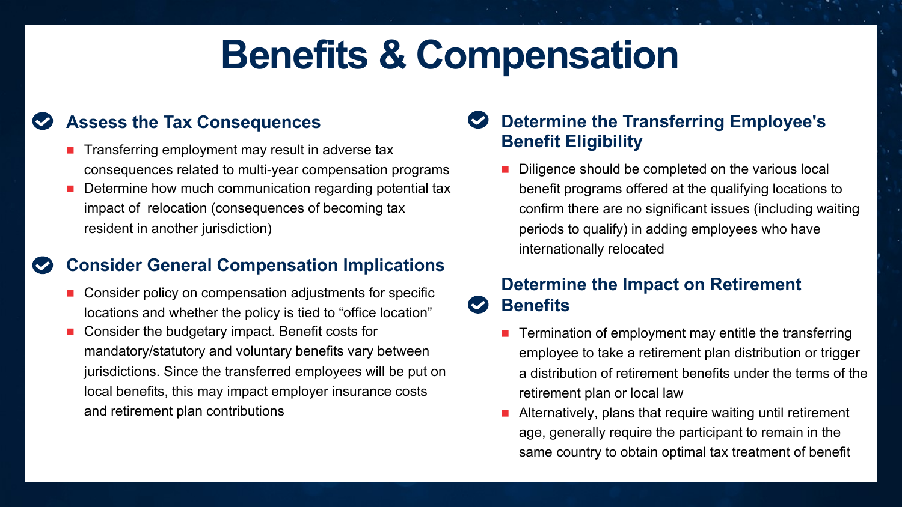# Benefits & Compensation

## Assess the Tax Consequences

- Transferring employment may result in adverse tax consequences related to multi-year compensation programs
- Determine how much communication regarding potential tax impact of relocation (consequences of becoming tax resident in another jurisdiction)

## Consider General Compensation Implications

- Consider policy on compensation adjustments for specific locations and whether the policy is tied to "office location"
- Consider the budgetary impact. Benefit costs for mandatory/statutory and voluntary benefits vary between jurisdictions. Since the transferred employees will be put on local benefits, this may impact employer insurance costs and retirement plan contributions

## Determine the Transferring Employee's Benefit Eligibility

- Diligence should be completed on the various local benefit programs offered at the qualifying locations to confirm there are no significant issues (including waiting periods to qualify) in adding employees who have internationally relocated

## Determine the Impact on Retirement Benefits

- Termination of employment may entitle the transferring employee to take a retirement plan distribution or trigger a distribution of retirement benefits under the terms of the retirement plan or local law
- Alternatively, plans that require waiting until retirement age, generally require the participant to remain in the same country to obtain optimal tax treatment of benefit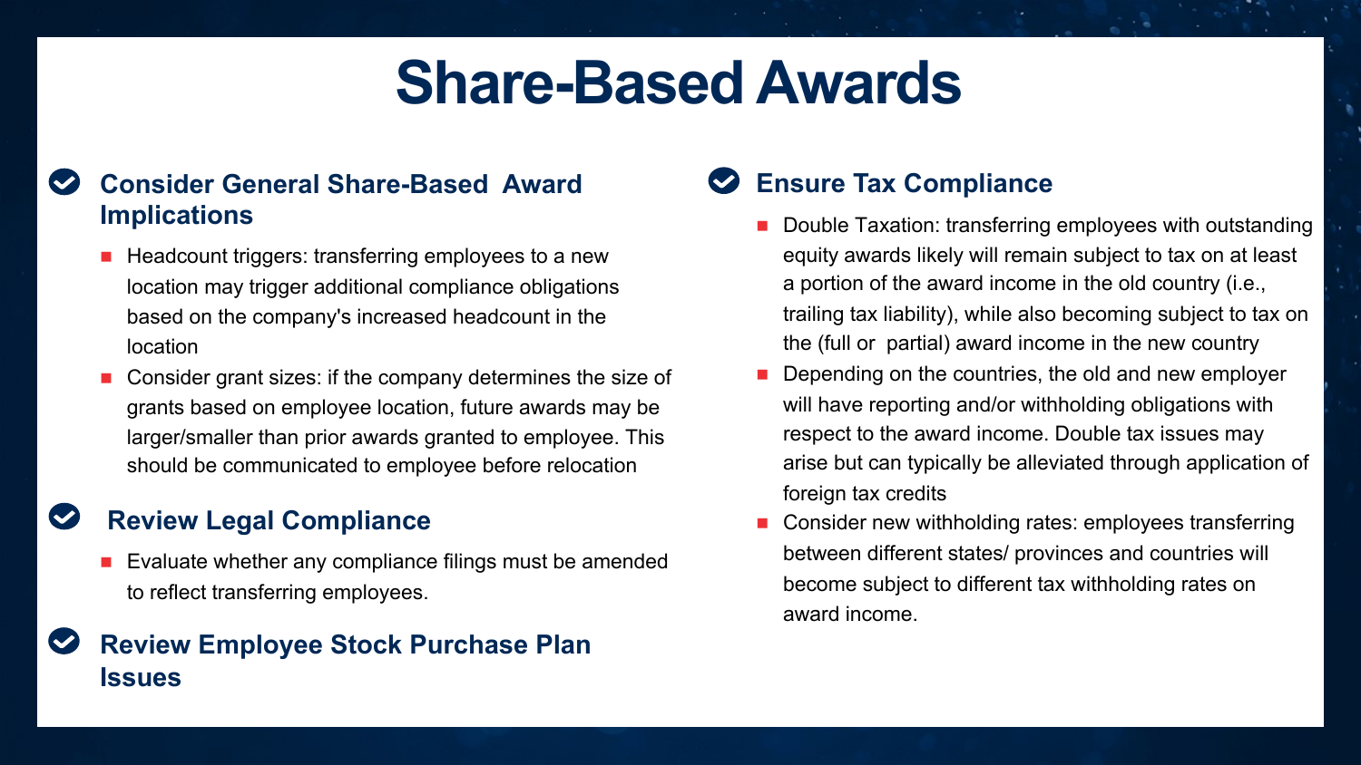# Share-Based Awards

## Consider General Share-Based Award Implications

- Headcount triggers: transferring employees to a new location may trigger additional compliance obligations based on the company's increased headcount in the location
- Consider grant sizes: if the company determines the size of grants based on employee location, future awards may be larger/smaller than prior awards granted to employee. This should be communicated to employee before relocation

## Review Legal Compliance

- Evaluate whether any compliance filings must be amended to reflect transferring employees.

## Review Employee Stock Purchase Plan Issues

## Ensure Tax Compliance

- Double Taxation: transferring employees with outstanding equity awards likely will remain subject to tax on at least a portion of the award income in the old country (i.e., trailing tax liability), while also becoming subject to tax on the (full or partial) award income in the new country
- Depending on the countries, the old and new employer will have reporting and/or withholding obligations with respect to the award income. Double tax issues may arise but can typically be alleviated through application of foreign tax credits
- Consider new withholding rates: employees transferring between different states/ provinces and countries will become subject to different tax withholding rates on award income.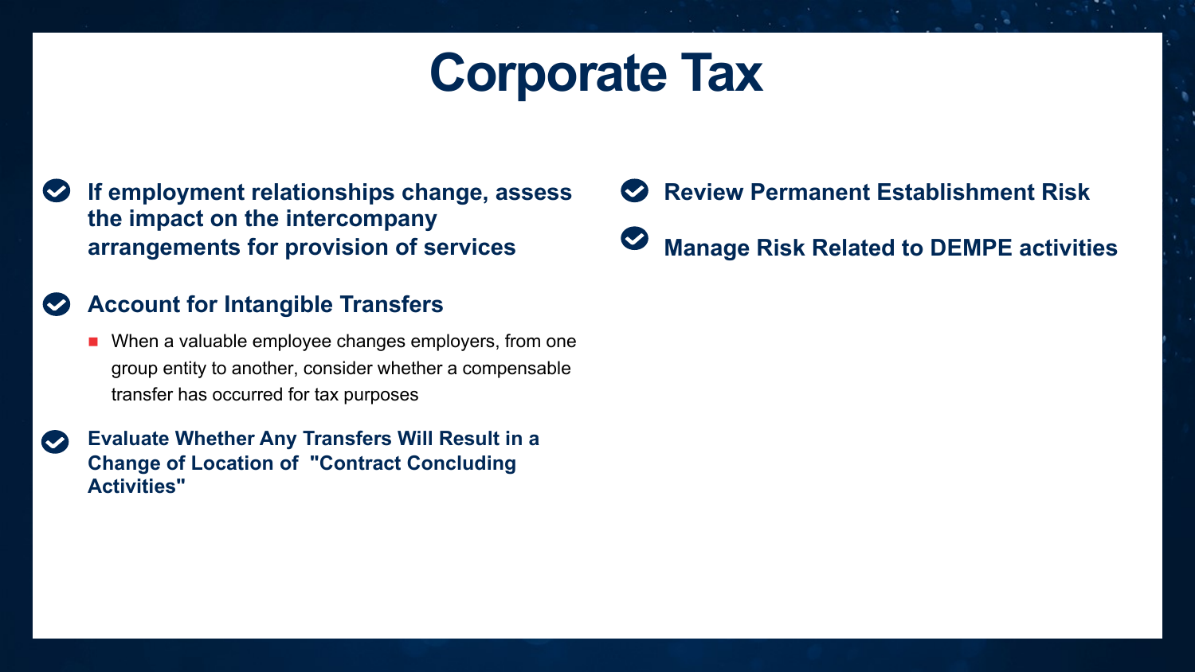# Corporate Tax

- **If employment relationships change, assess the impact on the intercompany arrangements for provision of services**

- **Account for Intangible Transfers**
  - When a valuable employee changes employers, from one group entity to another, consider whether a compensable transfer has occurred for tax purposes

- **Evaluate Whether Any Transfers Will Result in a Change of Location of "Contract Concluding Activities"**

- **Review Permanent Establishment Risk**

- **Manage Risk Related to DEMPE activities**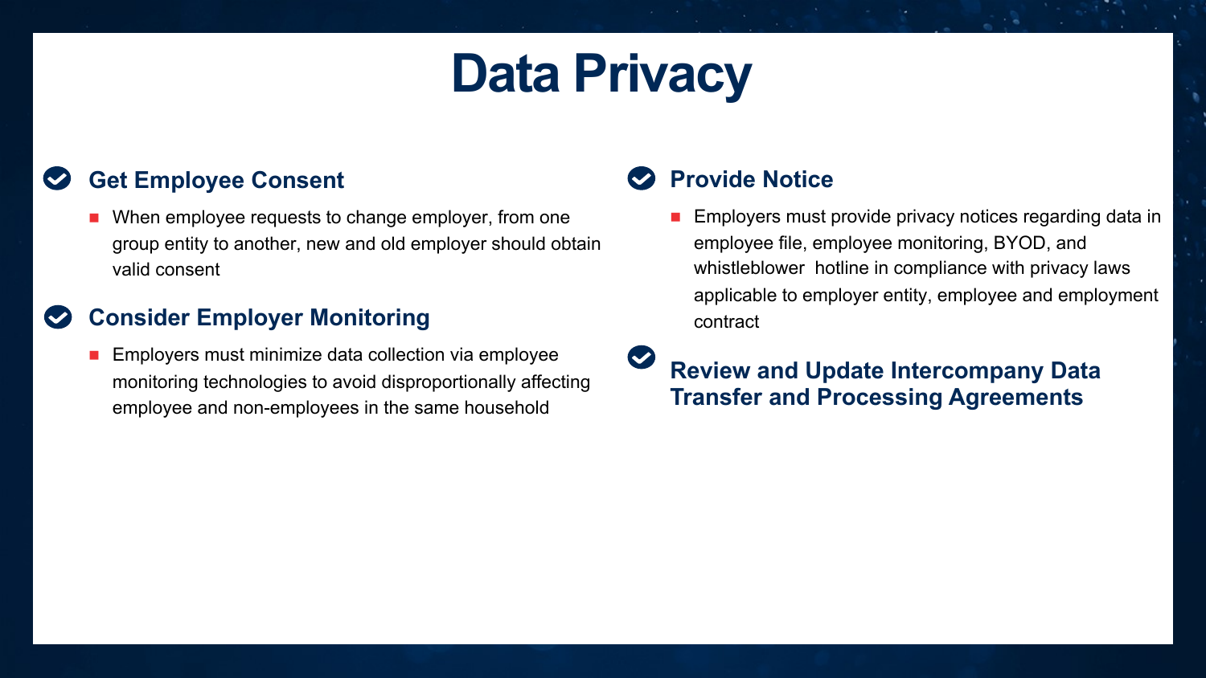# Data Privacy

## Get Employee Consent

- When employee requests to change employer, from one group entity to another, new and old employer should obtain valid consent

## Consider Employer Monitoring

- Employers must minimize data collection via employee monitoring technologies to avoid disproportionally affecting employee and non-employees in the same household

## Provide Notice

- Employers must provide privacy notices regarding data in employee file, employee monitoring, BYOD, and whistleblower hotline in compliance with privacy laws applicable to employer entity, employee and employment contract

## Review and Update Intercompany Data Transfer and Processing Agreements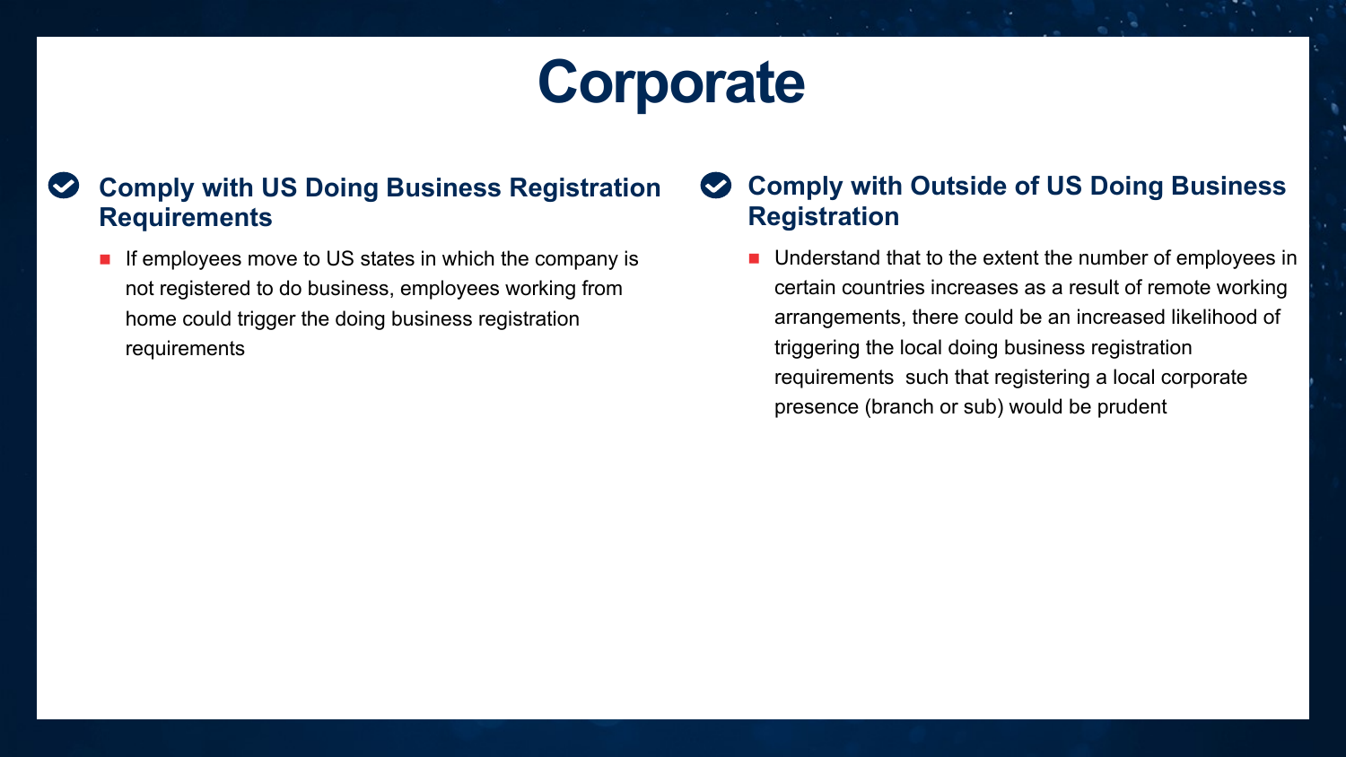# Corporate

## Comply with US Doing Business Registration Requirements

- If employees move to US states in which the company is not registered to do business, employees working from home could trigger the doing business registration requirements

## Comply with Outside of US Doing Business Registration

- Understand that to the extent the number of employees in certain countries increases as a result of remote working arrangements, there could be an increased likelihood of triggering the local doing business registration requirements such that registering a local corporate presence (branch or sub) would be prudent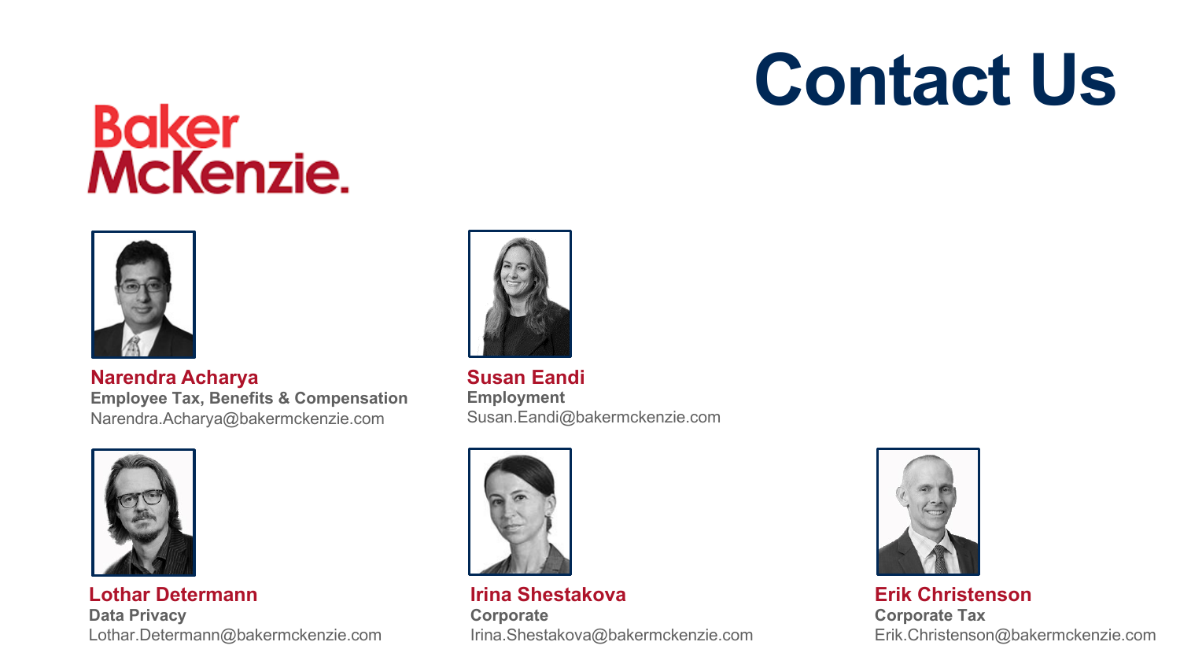# Contact Us

Baker McKenzie.

**Narendra Acharya**
**Employee Tax, Benefits & Compensation**
Narendra.Acharya@bakermckenzie.com

**Susan Eandi**
**Employment**
Susan.Eandi@bakermckenzie.com

**Lothar Determann**
**Data Privacy**
Lothar.Determann@bakermckenzie.com

**Irina Shestakova**
**Corporate**
Irina.Shestakova@bakermckenzie.com

**Erik Christenson**
**Corporate Tax**
Erik.Christenson@bakermckenzie.com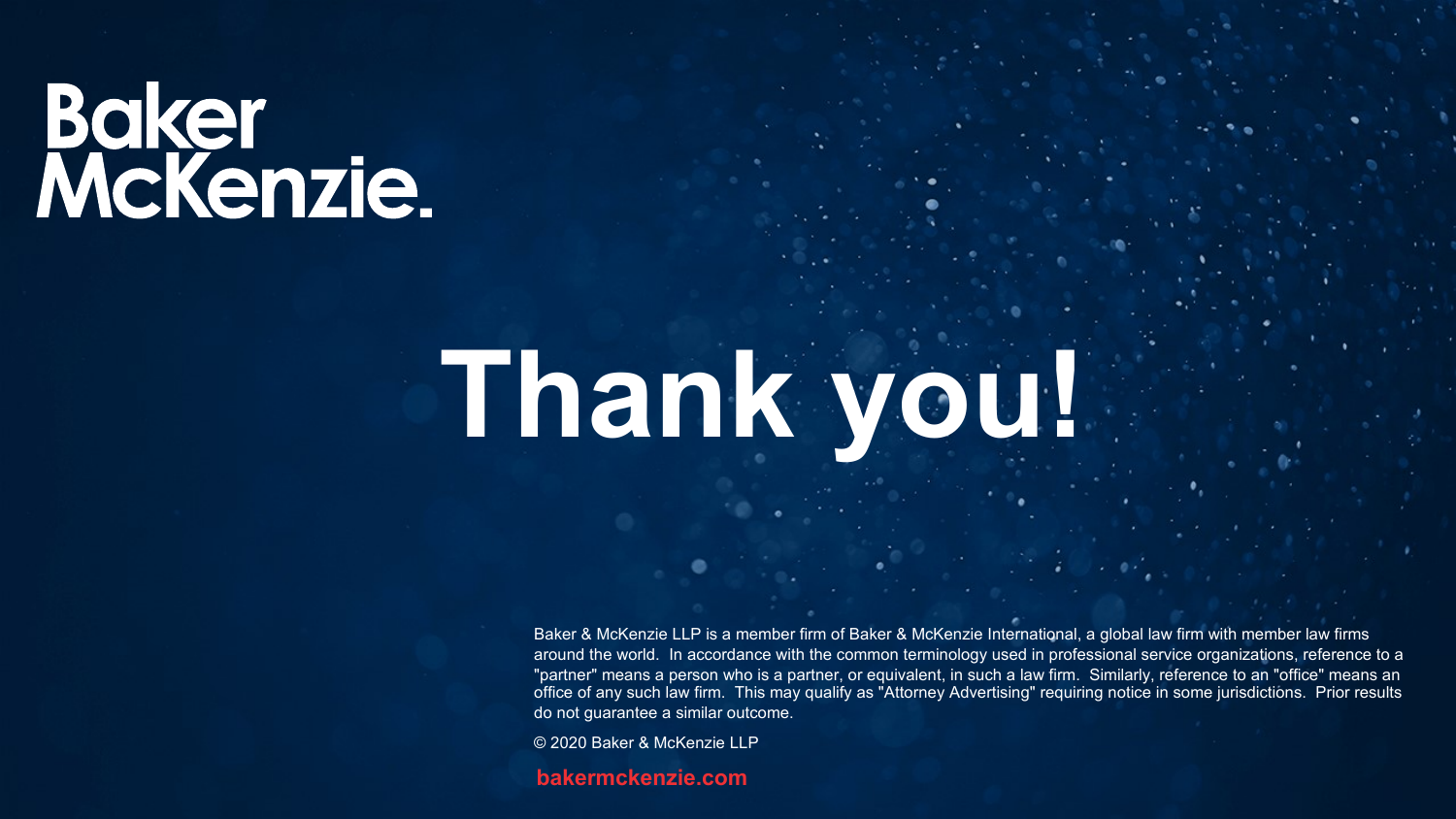Baker McKenzie.

# Thank you!

Baker & McKenzie LLP is a member firm of Baker & McKenzie International, a global law firm with member law firms around the world. In accordance with the common terminology used in professional service organizations, reference to a "partner" means a person who is a partner, or equivalent, in such a law firm. Similarly, reference to an "office" means an office of any such law firm. This may qualify as "Attorney Advertising" requiring notice in some jurisdictions. Prior results do not guarantee a similar outcome.

© 2020 Baker & McKenzie LLP

**bakermckenzie.com**